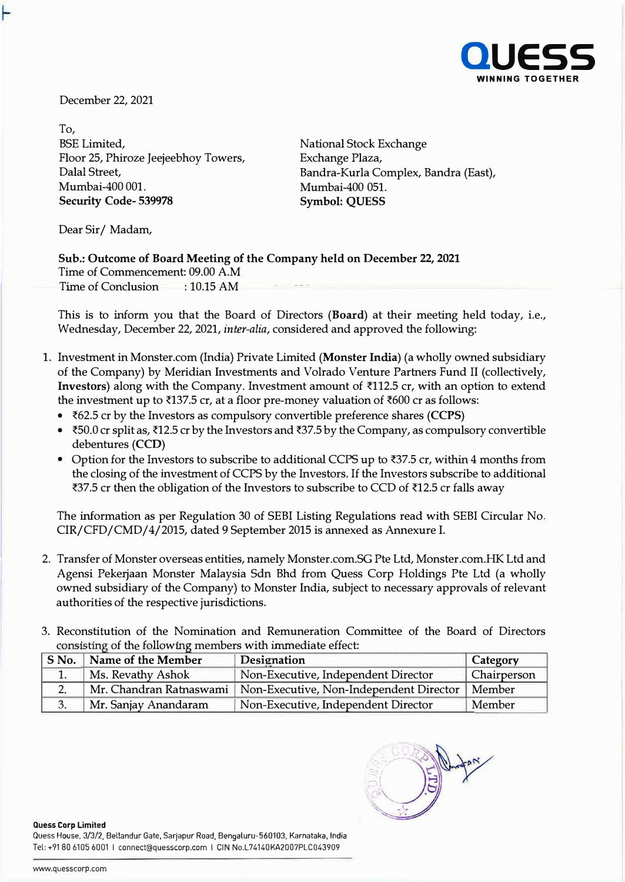December 22, 2021

To,
BSE Limited,
Floor 25, Phiroze Jeejeebhoy Towers,
Dalal Street,
Mumbai-400 001.
**Security Code- 539978**

National Stock Exchange
Exchange Plaza,
Bandra-Kurla Complex, Bandra (East),
Mumbai-400 051.
**Symbol: QUESS**

Dear Sir/ Madam,

**Sub.: Outcome of Board Meeting of the Company held on December 22, 2021**
Time of Commencement: 09.00 A.M
Time of Conclusion : 10.15 AM

This is to inform you that the Board of Directors (**Board**) at their meeting held today, i.e., Wednesday, December 22, 2021, *inter-alia*, considered and approved the following:

1. Investment in Monster.com (India) Private Limited (**Monster India**) (a wholly owned subsidiary of the Company) by Meridian Investments and Volrado Venture Partners Fund II (collectively, **Investors**) along with the Company. Investment amount of ₹112.5 cr, with an option to extend the investment up to ₹137.5 cr, at a floor pre-money valuation of ₹600 cr as follows:
   - ₹62.5 cr by the Investors as compulsory convertible preference shares (**CCPS**)
   - ₹50.0 cr split as, ₹12.5 cr by the Investors and ₹37.5 by the Company, as compulsory convertible debentures (**CCD**)
   - Option for the Investors to subscribe to additional CCPS up to ₹37.5 cr, within 4 months from the closing of the investment of CCPS by the Investors. If the Investors subscribe to additional ₹37.5 cr then the obligation of the Investors to subscribe to CCD of ₹12.5 cr falls away

   The information as per Regulation 30 of SEBI Listing Regulations read with SEBI Circular No. CIR/CFD/CMD/4/2015, dated 9 September 2015 is annexed as Annexure I.

2. Transfer of Monster overseas entities, namely Monster.com.SG Pte Ltd, Monster.com.HK Ltd and Agensi Pekerjaan Monster Malaysia Sdn Bhd from Quess Corp Holdings Pte Ltd (a wholly owned subsidiary of the Company) to Monster India, subject to necessary approvals of relevant authorities of the respective jurisdictions.

3. Reconstitution of the Nomination and Remuneration Committee of the Board of Directors consisting of the following members with immediate effect:

| S No. | Name of the Member | Designation | Category |
|---|---|---|---|
| 1. | Ms. Revathy Ashok | Non-Executive, Independent Director | Chairperson |
| 2. | Mr. Chandran Ratnaswami | Non-Executive, Non-Independent Director | Member |
| 3. | Mr. Sanjay Anandaram | Non-Executive, Independent Director | Member |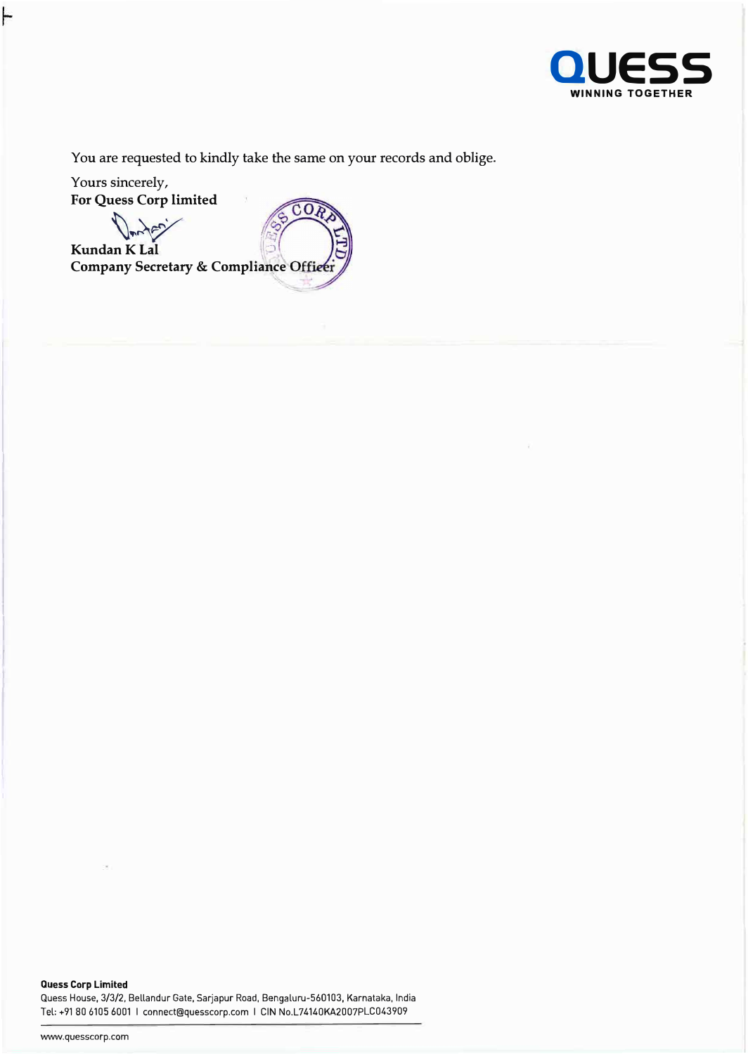You are requested to kindly take the same on your records and oblige.

Yours sincerely,
**For Quess Corp limited**

**Kundan K Lal**
**Company Secretary & Compliance Officer**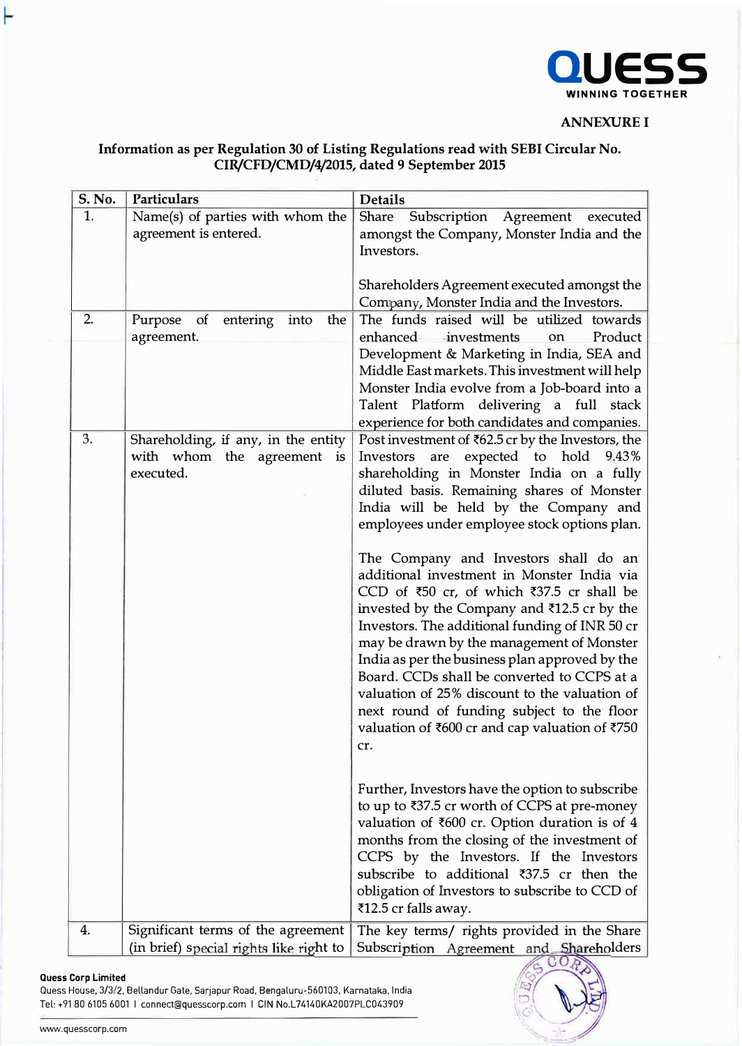**ANNEXURE I**

**Information as per Regulation 30 of Listing Regulations read with SEBI Circular No. CIR/CFD/CMD/4/2015, dated 9 September 2015**

| S. No. | Particulars | Details |
|---|---|---|
| 1. | Name(s) of parties with whom the agreement is entered. | Share Subscription Agreement executed amongst the Company, Monster India and the Investors.<br><br>Shareholders Agreement executed amongst the Company, Monster India and the Investors. |
| 2. | Purpose of entering into the agreement. | The funds raised will be utilized towards enhanced investments on Product Development & Marketing in India, SEA and Middle East markets. This investment will help Monster India evolve from a Job-board into a Talent Platform delivering a full stack experience for both candidates and companies. |
| 3. | Shareholding, if any, in the entity with whom the agreement is executed. | Post investment of ₹62.5 cr by the Investors, the Investors are expected to hold 9.43% shareholding in Monster India on a fully diluted basis. Remaining shares of Monster India will be held by the Company and employees under employee stock options plan.<br><br>The Company and Investors shall do an additional investment in Monster India via CCD of ₹50 cr, of which ₹37.5 cr shall be invested by the Company and ₹12.5 cr by the Investors. The additional funding of INR 50 cr may be drawn by the management of Monster India as per the business plan approved by the Board. CCDs shall be converted to CCPS at a valuation of 25% discount to the valuation of next round of funding subject to the floor valuation of ₹600 cr and cap valuation of ₹750 cr.<br><br>Further, Investors have the option to subscribe to up to ₹37.5 cr worth of CCPS at pre-money valuation of ₹600 cr. Option duration is of 4 months from the closing of the investment of CCPS by the Investors. If the Investors subscribe to additional ₹37.5 cr then the obligation of Investors to subscribe to CCD of ₹12.5 cr falls away. |
| 4. | Significant terms of the agreement (in brief) special rights like right to | The key terms/ rights provided in the Share Subscription Agreement and Shareholders |

**Quess Corp Limited**
Quess House, 3/3/2, Bellandur Gate, Sarjapur Road, Bengaluru-560103, Karnataka, India
Tel: +91 80 6105 6001 I connect@quesscorp.com I CIN No.L74140KA2007PLC043909

www.quesscorp.com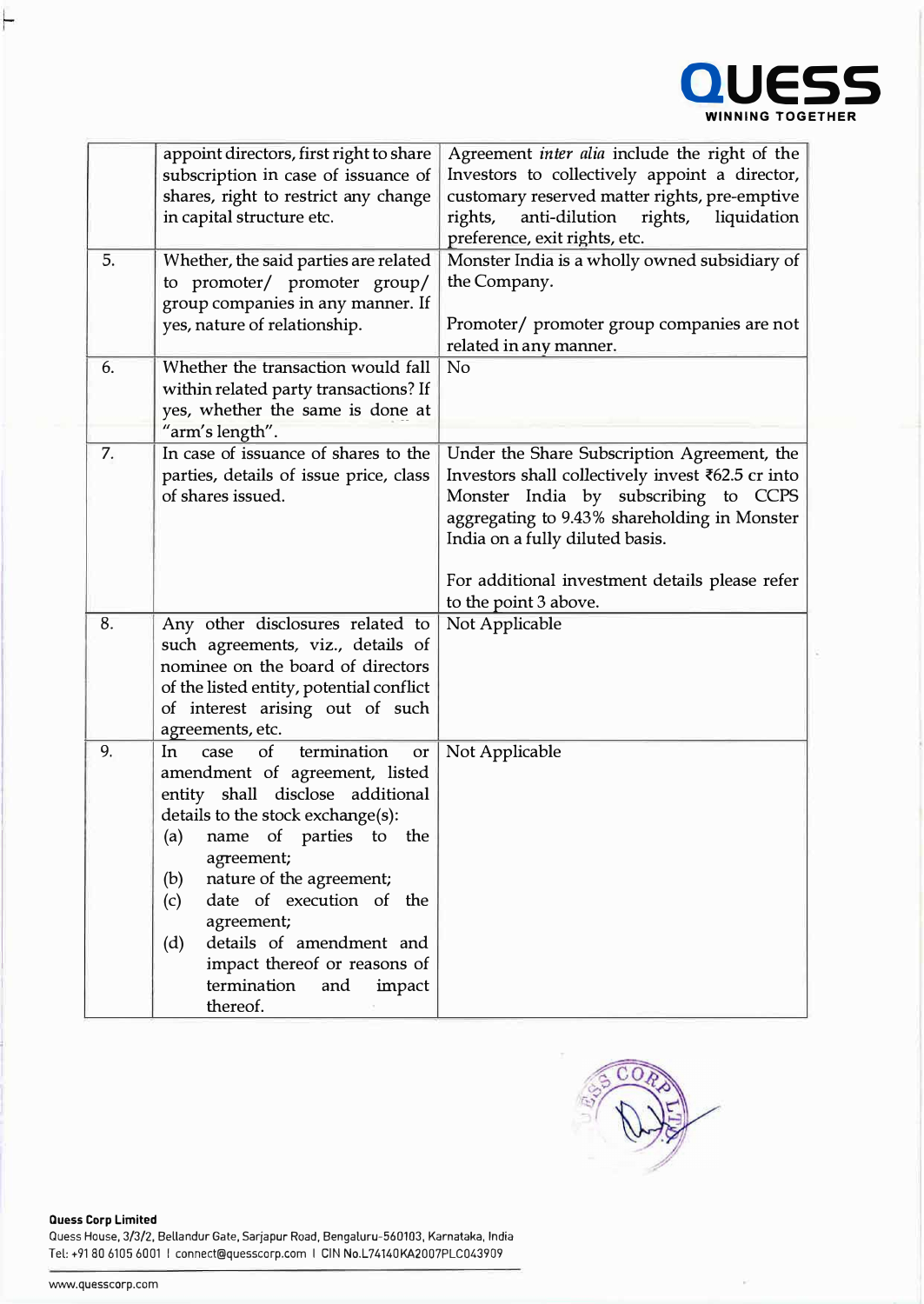| | | |
|---|---|---|
| | appoint directors, first right to share subscription in case of issuance of shares, right to restrict any change in capital structure etc. | Agreement *inter alia* include the right of the Investors to collectively appoint a director, customary reserved matter rights, pre-emptive rights, anti-dilution rights, liquidation preference, exit rights, etc. |
| 5. | Whether, the said parties are related to promoter/ promoter group/ group companies in any manner. If yes, nature of relationship. | Monster India is a wholly owned subsidiary of the Company.<br><br>Promoter/ promoter group companies are not related in any manner. |
| 6. | Whether the transaction would fall within related party transactions? If yes, whether the same is done at "arm's length". | No |
| 7. | In case of issuance of shares to the parties, details of issue price, class of shares issued. | Under the Share Subscription Agreement, the Investors shall collectively invest ₹62.5 cr into Monster India by subscribing to CCPS aggregating to 9.43% shareholding in Monster India on a fully diluted basis.<br><br>For additional investment details please refer to the point 3 above. |
| 8. | Any other disclosures related to such agreements, viz., details of nominee on the board of directors of the listed entity, potential conflict of interest arising out of such agreements, etc. | Not Applicable |
| 9. | In case of termination or amendment of agreement, listed entity shall disclose additional details to the stock exchange(s):<br>(a) name of parties to the agreement;<br>(b) nature of the agreement;<br>(c) date of execution of the agreement;<br>(d) details of amendment and impact thereof or reasons of termination and impact thereof. | Not Applicable |

**Quess Corp Limited**
Quess House, 3/3/2, Bellandur Gate, Sarjapur Road, Bengaluru-560103, Karnataka, India
Tel: +91 80 6105 6001 I connect@quesscorp.com I CIN No.L74140KA2007PLC043909

www.quesscorp.com